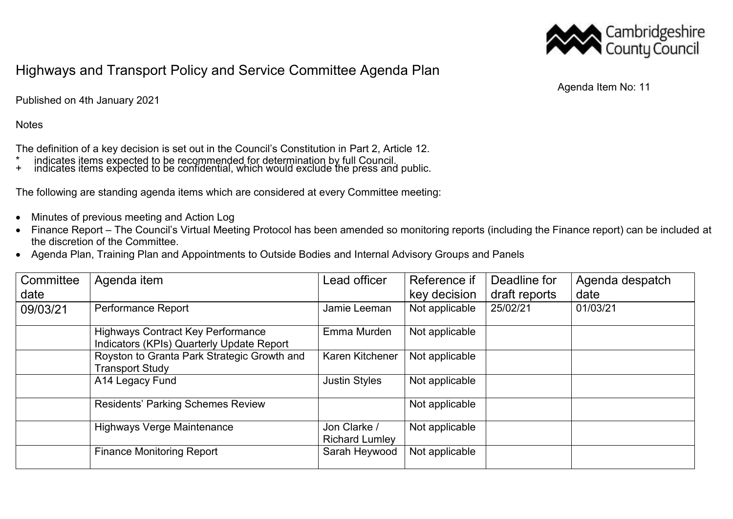Cambridgeshire County Council

# Highways and Transport Policy and Service Committee Agenda Plan

Agenda Item No: 11

Published on 4th January 2021

Notes

The definition of a key decision is set out in the Council's Constitution in Part 2, Article 12.
* indicates items expected to be recommended for determination by full Council.
+ indicates items expected to be confidential, which would exclude the press and public.

The following are standing agenda items which are considered at every Committee meeting:

- Minutes of previous meeting and Action Log
- Finance Report – The Council's Virtual Meeting Protocol has been amended so monitoring reports (including the Finance report) can be included at the discretion of the Committee.
- Agenda Plan, Training Plan and Appointments to Outside Bodies and Internal Advisory Groups and Panels

| Committee date | Agenda item | Lead officer | Reference if key decision | Deadline for draft reports | Agenda despatch date |
|---|---|---|---|---|---|
| 09/03/21 | Performance Report | Jamie Leeman | Not applicable | 25/02/21 | 01/03/21 |
| | Highways Contract Key Performance Indicators (KPIs) Quarterly Update Report | Emma Murden | Not applicable | | |
| | Royston to Granta Park Strategic Growth and Transport Study | Karen Kitchener | Not applicable | | |
| | A14 Legacy Fund | Justin Styles | Not applicable | | |
| | Residents' Parking Schemes Review | | Not applicable | | |
| | Highways Verge Maintenance | Jon Clarke / Richard Lumley | Not applicable | | |
| | Finance Monitoring Report | Sarah Heywood | Not applicable | | |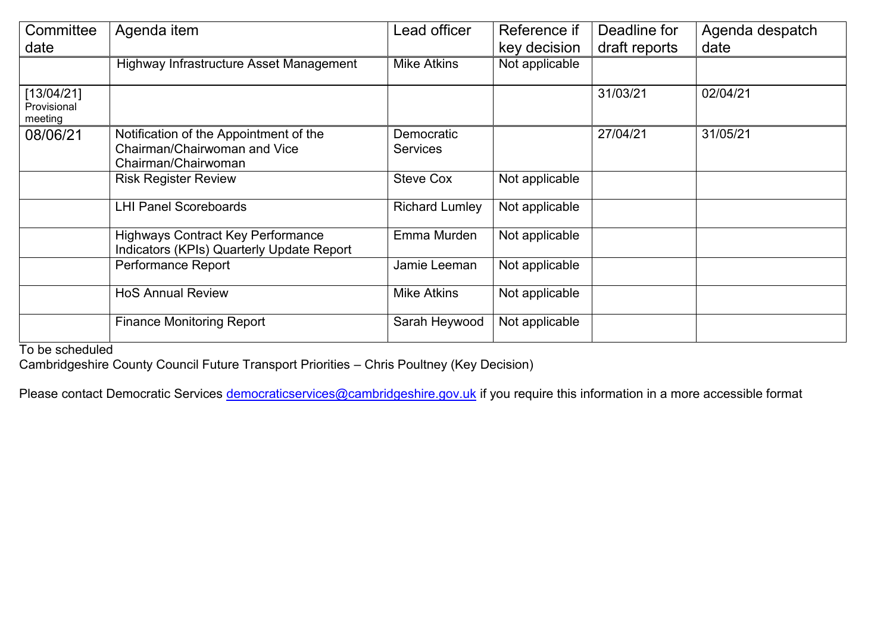| Committee date | Agenda item | Lead officer | Reference if key decision | Deadline for draft reports | Agenda despatch date |
|---|---|---|---|---|---|
| | Highway Infrastructure Asset Management | Mike Atkins | Not applicable | | |
| [13/04/21] Provisional meeting | | | | 31/03/21 | 02/04/21 |
| 08/06/21 | Notification of the Appointment of the Chairman/Chairwoman and Vice Chairman/Chairwoman | Democratic Services | | 27/04/21 | 31/05/21 |
| | Risk Register Review | Steve Cox | Not applicable | | |
| | LHI Panel Scoreboards | Richard Lumley | Not applicable | | |
| | Highways Contract Key Performance Indicators (KPIs) Quarterly Update Report | Emma Murden | Not applicable | | |
| | Performance Report | Jamie Leeman | Not applicable | | |
| | HoS Annual Review | Mike Atkins | Not applicable | | |
| | Finance Monitoring Report | Sarah Heywood | Not applicable | | |

To be scheduled

Cambridgeshire County Council Future Transport Priorities – Chris Poultney (Key Decision)

Please contact Democratic Services democraticservices@cambridgeshire.gov.uk if you require this information in a more accessible format